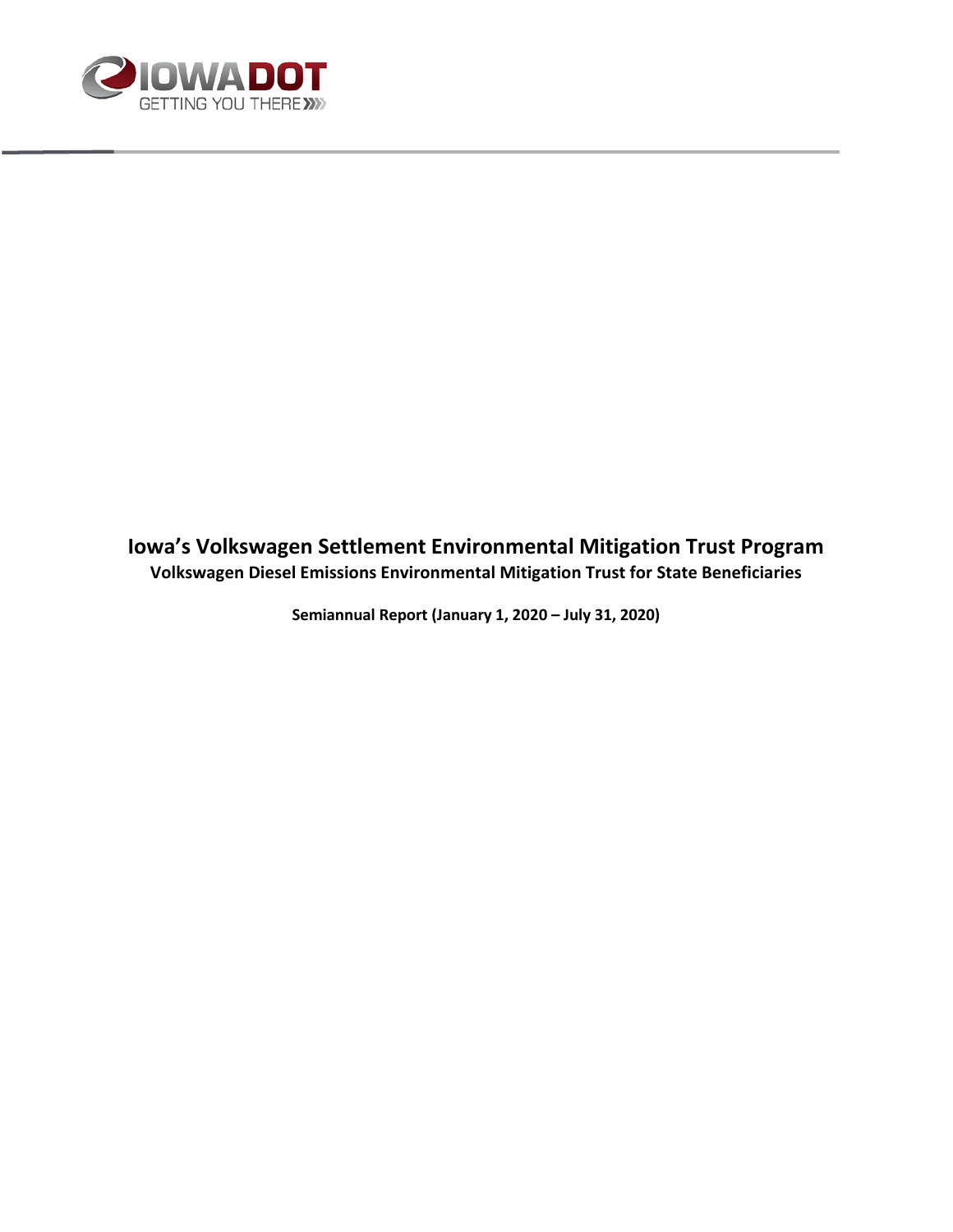IOWADOT
GETTING YOU THERE

# Iowa's Volkswagen Settlement Environmental Mitigation Trust Program

## Volkswagen Diesel Emissions Environmental Mitigation Trust for State Beneficiaries

**Semiannual Report (January 1, 2020 – July 31, 2020)**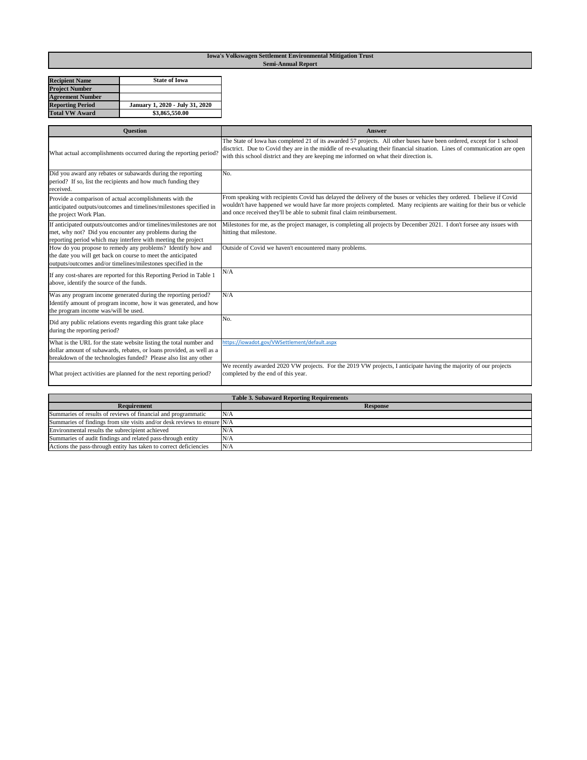**Iowa's Volkswagen Settlement Environmental Mitigation Trust**
**Semi-Annual Report**

| | |
|---|---|
| **Recipient Name** | **State of Iowa** |
| **Project Number** | |
| **Agreement Number** | |
| **Reporting Period** | **January 1, 2020 - July 31, 2020** |
| **Total VW Award** | **$3,865,550.00** |

| Question | Answer |
|---|---|
| What actual accomplishments occurred during the reporting period? | The State of Iowa has completed 21 of its awarded 57 projects. All other buses have been ordered, except for 1 school disctrict. Due to Covid they are in the middle of re-evaluating their financial situation. Lines of communication are open with this school district and they are keeping me informed on what their direction is. |
| Did you award any rebates or subawards during the reporting period? If so, list the recipients and how much funding they received. | No. |
| Provide a comparison of actual accomplishments with the anticipated outputs/outcomes and timelines/milestones specified in the project Work Plan. | From speaking with recipients Covid has delayed the delivery of the buses or vehicles they ordered. I believe if Covid wouldn't have happened we would have far more projects completed. Many recipients are waiting for their bus or vehicle and once received they'll be able to submit final claim reimbursement. |
| If anticipated outputs/outcomes and/or timelines/milestones are not met, why not? Did you encounter any problems during the reporting period which may interfere with meeting the project | Milestones for me, as the project manager, is completing all projects by December 2021. I don't forsee any issues with hitting that milestone. |
| How do you propose to remedy any problems? Identify how and the date you will get back on course to meet the anticipated outputs/outcomes and/or timelines/milestones specified in the | Outside of Covid we haven't encountered many problems. |
| If any cost-shares are reported for this Reporting Period in Table 1 above, identify the source of the funds. | N/A |
| Was any program income generated during the reporting period? Identify amount of program income, how it was generated, and how the program income was/will be used. | N/A |
| Did any public relations events regarding this grant take place during the reporting period? | No. |
| What is the URL for the state website listing the total number and dollar amount of subawards, rebates, or loans provided, as well as a breakdown of the technologies funded? Please also list any other | https://iowadot.gov/VWSettlement/default.aspx |
| What project activities are planned for the next reporting period? | We recently awarded 2020 VW projects. For the 2019 VW projects, I anticipate having the majority of our projects completed by the end of this year. |

**Table 3. Subaward Reporting Requirements**

| Requirement | Response |
|---|---|
| Summaries of results of reviews of financial and programmatic | N/A |
| Summaries of findings from site visits and/or desk reviews to ensure | N/A |
| Environmental results the subrecipient achieved | N/A |
| Summaries of audit findings and related pass-through entity | N/A |
| Actions the pass-through entity has taken to correct deficiencies | N/A |